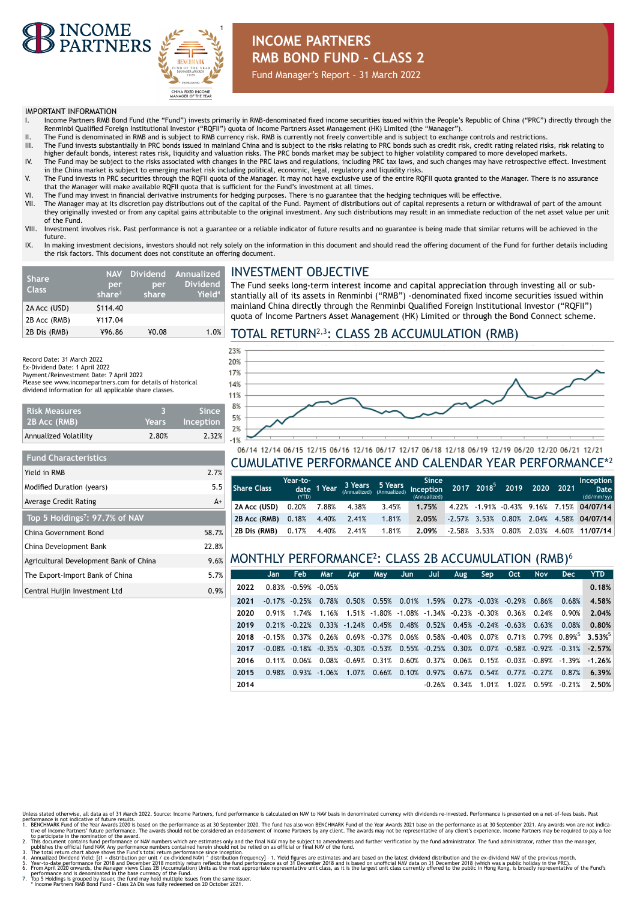# INCOME PARTNERS RMB BOND FUND - CLASS 2

Fund Manager's Report – 31 March 2022

## IMPORTANT INFORMATION

I. Income Partners RMB Bond Fund (the "Fund") invests primarily in RMB-denominated fixed income securities issued within the People's Republic of China ("PRC") directly through the Renminbi Qualified Foreign Institutional Investor ("RQFII") quota of Income Partners Asset Management (HK) Limited (the "Manager").
II. The Fund is denominated in RMB and is subject to RMB currency risk. RMB is currently not freely convertible and is subject to exchange controls and restrictions.
III. The Fund invests substantially in PRC bonds issued in mainland China and is subject to the risks relating to PRC bonds such as credit risk, credit rating related risks, risk relating to higher default bonds, interest rates risk, liquidity and valuation risks. The PRC bonds market may be subject to higher volatility compared to more developed markets.
IV. The Fund may be subject to the risks associated with changes in the PRC laws and regulations, including PRC tax laws, and such changes may have retrospective effect. Investment in the China market is subject to emerging market risk including political, economic, legal, regulatory and liquidity risks.
V. The Fund invests in PRC securities through the RQFII quota of the Manager. It may not have exclusive use of the entire RQFII quota granted to the Manager. There is no assurance that the Manager will make available RQFII quota that is sufficient for the Fund's investment at all times.
VI. The Fund may invest in financial derivative instruments for hedging purposes. There is no guarantee that the hedging techniques will be effective.
VII. The Manager may at its discretion pay distributions out of the capital of the Fund. Payment of distributions out of capital represents a return or withdrawal of part of the amount they originally invested or from any capital gains attributable to the original investment. Any such distributions may result in an immediate reduction of the net asset value per unit of the Fund.
VIII. Investment involves risk. Past performance is not a guarantee or a reliable indicator of future results and no guarantee is being made that similar returns will be achieved in the future.
IX. In making investment decisions, investors should not rely solely on the information in this document and should read the offering document of the Fund for further details including the risk factors. This document does not constitute an offering document.

| Share Class | NAV per share[2] | Dividend per share | Annualized Dividend Yield[4] |
|---|---|---|---|
| 2A Acc (USD) | $114.40 | | |
| 2B Acc (RMB) | ¥117.04 | | |
| 2B Dis (RMB) | ¥96.86 | ¥0.08 | 1.0% |

Record Date: 31 March 2022
Ex-Dividend Date: 1 April 2022
Payment/Reinvestment Date: 7 April 2022
Please see www.incomepartners.com for details of historical dividend information for all applicable share classes.

| Risk Measures 2B Acc (RMB) | 3 Years | Since Inception |
|---|---|---|
| Annualized Volatility | 2.80% | 2.32% |

| Fund Characteristics | |
|---|---|
| Yield in RMB | 2.7% |
| Modified Duration (years) | 5.5 |
| Average Credit Rating | A+ |

| Top 5 Holdings[7]: 97.7% of NAV | |
|---|---|
| China Government Bond | 58.7% |
| China Development Bank | 22.8% |
| Agricultural Development Bank of China | 9.6% |
| The Export-Import Bank of China | 5.7% |
| Central Huijin Investment Ltd | 0.9% |

## INVESTMENT OBJECTIVE

The Fund seeks long-term interest income and capital appreciation through investing all or substantially all of its assets in Renminbi ("RMB") -denominated fixed income securities issued within mainland China directly through the Renminbi Qualified Foreign Institutional Investor ("RQFII") quota of Income Partners Asset Management (HK) Limited or through the Bond Connect scheme.

## TOTAL RETURN[2,3]: CLASS 2B ACCUMULATION (RMB)

## CUMULATIVE PERFORMANCE AND CALENDAR YEAR PERFORMANCE*[2]

| Share Class | Year-to-date (YTD) | 1 Year | 3 Years (Annualized) | 5 Years (Annualized) | Since Inception (Annualized) | 2017 | 2018[5] | 2019 | 2020 | 2021 | Inception Date (dd/mm/yy) |
|---|---|---|---|---|---|---|---|---|---|---|---|
| 2A Acc (USD) | 0.20% | 7.88% | 4.38% | 3.45% | **1.75%** | 4.22% | -1.91% | -0.43% | 9.16% | 7.15% | **04/07/14** |
| 2B Acc (RMB) | 0.18% | 4.40% | 2.41% | 1.81% | **2.05%** | -2.57% | 3.53% | 0.80% | 2.04% | 4.58% | **04/07/14** |
| 2B Dis (RMB) | 0.17% | 4.40% | 2.41% | 1.81% | **2.09%** | -2.58% | 3.53% | 0.80% | 2.03% | 4.60% | **11/07/14** |

## MONTHLY PERFORMANCE[2]: CLASS 2B ACCUMULATION (RMB)[6]

| | Jan | Feb | Mar | Apr | May | Jun | Jul | Aug | Sep | Oct | Nov | Dec | YTD |
|---|---|---|---|---|---|---|---|---|---|---|---|---|---|
| 2022 | 0.83% | -0.59% | -0.05% | | | | | | | | | | **0.18%** |
| 2021 | -0.17% | -0.25% | 0.78% | 0.50% | 0.55% | 0.01% | 1.59% | 0.27% | -0.03% | -0.29% | 0.86% | 0.68% | **4.58%** |
| 2020 | 0.91% | 1.74% | 1.16% | 1.51% | -1.80% | -1.08% | -1.34% | -0.23% | -0.30% | 0.36% | 0.24% | 0.90% | **2.04%** |
| 2019 | 0.21% | -0.22% | 0.33% | -1.24% | 0.45% | 0.48% | 0.52% | 0.45% | -0.24% | -0.63% | 0.63% | 0.08% | **0.80%** |
| 2018 | -0.15% | 0.37% | 0.26% | 0.69% | -0.37% | 0.06% | 0.58% | -0.40% | 0.07% | 0.71% | 0.79% | 0.89%[5] | **3.53%[5]** |
| 2017 | -0.08% | -0.18% | -0.35% | -0.30% | -0.53% | 0.55% | -0.25% | 0.30% | 0.07% | -0.58% | -0.92% | -0.31% | **-2.57%** |
| 2016 | 0.11% | 0.06% | 0.08% | -0.69% | 0.31% | 0.60% | 0.37% | 0.06% | 0.15% | -0.03% | -0.89% | -1.39% | **-1.26%** |
| 2015 | 0.98% | 0.93% | -1.06% | 1.07% | 0.66% | 0.10% | 0.97% | 0.67% | 0.54% | 0.77% | -0.27% | 0.87% | **6.39%** |
| 2014 | | | | | | | -0.26% | 0.34% | 1.01% | 1.02% | 0.59% | -0.21% | **2.50%** |

Unless stated otherwise, all data as of 31 March 2022. Source: Income Partners, fund performance is calculated on NAV to NAV basis in denominated currency with dividends re-invested. Performance is presented on a net-of-fees basis. Past performance is not indicative of future results.

1. BENCHMARK Fund of the Year Awards 2020 is based on the performance as at 30 September 2020. The fund has also won BENCHMARK Fund of the Year Awards 2021 base on the performance as at 30 September 2021. Any awards won are not indicative of Income Partners' future performance. The awards should not be considered an endorsement of Income Partners by any client. The awards may not be representative of any client's experience. Income Partners may be required to pay a fee to participate in the nomination of the award.
2. This document contains fund performance or NAV numbers which are estimates only and the final NAV may be subject to amendments and further verification by the fund administrator. The fund administrator, rather than the manager, publishes the official fund NAV. Any performance numbers contained herein should not be relied on as official or final NAV of the fund.
3. The total return chart above shows the Fund's total return performance since inception.
4. Annualized Dividend Yield: [(1 + distribution per unit / ex-dividend NAV) ^ distribution frequency] – 1. Yield figures are estimates and are based on the latest dividend distribution and the ex-dividend NAV of the previous month.
5. Year-to-date performance for 2018 and December 2018 monthly return reflects the fund performance as of 31 December 2018 and is based on unofficial NAV data on 31 December 2018 (which was a public holiday in the PRC).
6. From April 2020 onwards, the Manager views Class 2B (Accumulation) Units as the most appropriate representative unit class, as it is the largest unit class currently offered to the public in Hong Kong, is broadly representative of the Fund's performance and is denominated in the base currency of the Fund.
7. Top 5 Holdings is grouped by issuer, the fund may hold multiple issues from the same issuer.

\* Income Partners RMB Bond Fund - Class 2A Dis was fully redeemed on 20 October 2021.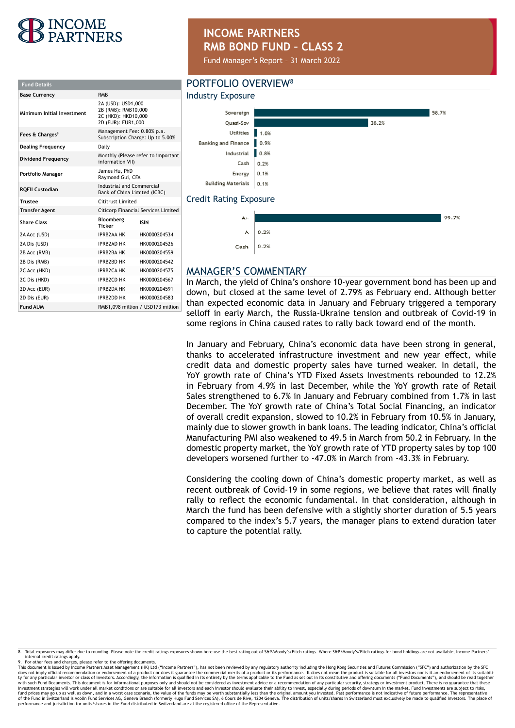# INCOME PARTNERS

## INCOME PARTNERS RMB BOND FUND – CLASS 2

Fund Manager's Report – 31 March 2022

| Fund Details | |
|---|---|
| **Base Currency** | RMB |
| **Minimum Initial Investment** | 2A (USD): USD1,000<br>2B (RMB): RMB10,000<br>2C (HKD): HKD10,000<br>2D (EUR): EUR1,000 |
| **Fees & Charges**[9] | Management Fee: 0.80% p.a.<br>Subscription Charge: Up to 5.00% |
| **Dealing Frequency** | Daily |
| **Dividend Frequency** | Monthly (Please refer to important information VII) |
| **Portfolio Manager** | James Hu, PhD<br>Raymond Gui, CFA |
| **RQFII Custodian** | Industrial and Commercial Bank of China Limited (ICBC) |
| **Trustee** | Cititrust Limited |
| **Transfer Agent** | Citicorp Financial Services Limited |

| Share Class | Bloomberg Ticker | ISIN |
|---|---|---|
| 2A Acc (USD) | IPRB2AA HK | HK0000204534 |
| 2A Dis (USD) | IPRB2AD HK | HK0000204526 |
| 2B Acc (RMB) | IPRB2BA HK | HK0000204559 |
| 2B Dis (RMB) | IPRB2BD HK | HK0000204542 |
| 2C Acc (HKD) | IPRB2CA HK | HK0000204575 |
| 2C Dis (HKD) | IPRB2CD HK | HK0000204567 |
| 2D Acc (EUR) | IPRB2DA HK | HK0000204591 |
| 2D Dis (EUR) | IPRB2DD HK | HK0000204583 |
| **Fund AUM** | RMB1,098 million / USD173 million | |

## PORTFOLIO OVERVIEW[8]

### Industry Exposure

Sovereign 58.7%
Quasi-Sov 38.2%
Utilities 1.0%
Banking and Finance 0.9%
Industrial 0.8%
Cash 0.2%
Energy 0.1%
Building Materials 0.1%

### Credit Rating Exposure

A+ 99.7%
A 0.2%
Cash 0.2%

## MANAGER'S COMMENTARY

In March, the yield of China's onshore 10-year government bond has been up and down, but closed at the same level of 2.79% as February end. Although better than expected economic data in January and February triggered a temporary selloff in early March, the Russia-Ukraine tension and outbreak of Covid-19 in some regions in China caused rates to rally back toward end of the month.

In January and February, China's economic data have been strong in general, thanks to accelerated infrastructure investment and new year effect, while credit data and domestic property sales have turned weaker. In detail, the YoY growth rate of China's YTD Fixed Assets Investments rebounded to 12.2% in February from 4.9% in last December, while the YoY growth rate of Retail Sales strengthened to 6.7% in January and February combined from 1.7% in last December. The YoY growth rate of China's Total Social Financing, an indicator of overall credit expansion, slowed to 10.2% in February from 10.5% in January, mainly due to slower growth in bank loans. The leading indicator, China's official Manufacturing PMI also weakened to 49.5 in March from 50.2 in February. In the domestic property market, the YoY growth rate of YTD property sales by top 100 developers worsened further to -47.0% in March from -43.3% in February.

Considering the cooling down of China's domestic property market, as well as recent outbreak of Covid-19 in some regions, we believe that rates will finally rally to reflect the economic fundamental. In that consideration, although in March the fund has been defensive with a slightly shorter duration of 5.5 years compared to the index's 5.7 years, the manager plans to extend duration later to capture the potential rally.

8. Total exposures may differ due to rounding. Please note the credit ratings exposures shown here use the best rating out of S&P/Moody's/Fitch ratings. Where S&P/Moody's/Fitch ratings for bond holdings are not available, Income Partners' internal credit ratings apply.
9. For other fees and charges, please refer to the offering documents.

This document is issued by Income Partners Asset Management (HK) Ltd ("Income Partners"), has not been reviewed by any regulatory authority including the Hong Kong Securities and Futures Commission ("SFC") and authorization by the SFC does not imply official recommendation or endorsement of a product nor does it guarantee the commercial merits of a product or its performance. It does not mean the product is suitable for all investors nor is it an endorsement of its suitability for any particular investor or class of investors. Accordingly, the information is qualified in its entirety by the terms applicable to the Fund as set out in its constitutive and offering documents ("Fund Documents"), and should be read together with such Fund Documents. This document is for informational purposes only and should not be considered as investment advice or a recommendation of any particular security, strategy or investment product. There is no guarantee that these investment strategies will work under all market conditions or are suitable for all investors and each investor should evaluate their ability to invest, especially during periods of downturn in the market. Fund investments are subject to risks, fund prices may go up as well as down, and in a worst case scenario, the value of the funds may be worth substantially less than the original amount you invested. Past performance is not indicative of future performance. The representative of the Fund in Switzerland is Acolin Fund Services AG, Geneva Branch (formerly Hugo Fund Services SA), 6 Cours de Rive, 1204 Geneva. The distribution of units/shares in Switzerland must exclusively be made to qualified investors. The place of performance and jurisdiction for units/shares in the Fund distributed in Switzerland are at the registered office of the Representative.